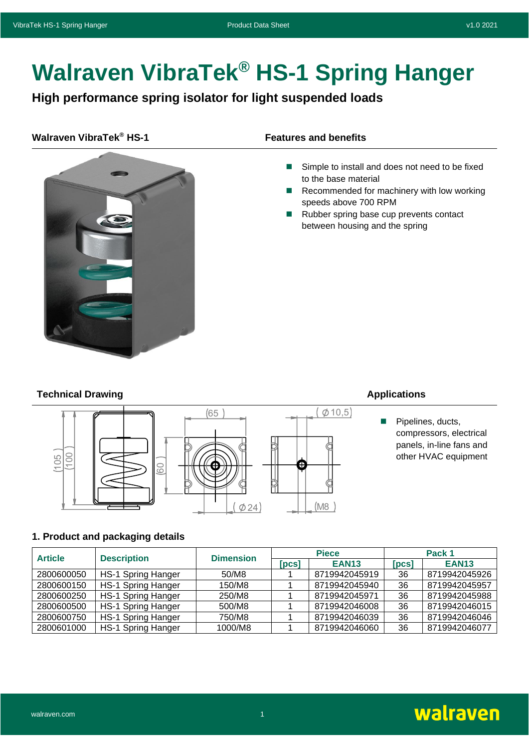# Walraven VibraTek® HS-1 Spring Hanger

## High performance spring isolator for light suspended loads

### Walraven VibraTek® HS-1

### Features and benefits

- Simple to install and does not need to be fixed to the base material
- Recommended for machinery with low working speeds above 700 RPM
- Rubber spring base cup prevents contact between housing and the spring

### Technical Drawing

(105)
(100)
(60)
(65)
(Ø 24)
(Ø 10,5)
(M8)

### Applications

- Pipelines, ducts, compressors, electrical panels, in-line fans and other HVAC equipment

### 1. Product and packaging details

| Article | Description | Dimension | Piece | | Pack 1 | |
|---|---|---|---|---|---|---|
| | | | [pcs] | EAN13 | [pcs] | EAN13 |
| 2800600050 | HS-1 Spring Hanger | 50/M8 | 1 | 8719942045919 | 36 | 8719942045926 |
| 2800600150 | HS-1 Spring Hanger | 150/M8 | 1 | 8719942045940 | 36 | 8719942045957 |
| 2800600250 | HS-1 Spring Hanger | 250/M8 | 1 | 8719942045971 | 36 | 8719942045988 |
| 2800600500 | HS-1 Spring Hanger | 500/M8 | 1 | 8719942046008 | 36 | 8719942046015 |
| 2800600750 | HS-1 Spring Hanger | 750/M8 | 1 | 8719942046039 | 36 | 8719942046046 |
| 2800601000 | HS-1 Spring Hanger | 1000/M8 | 1 | 8719942046060 | 36 | 8719942046077 |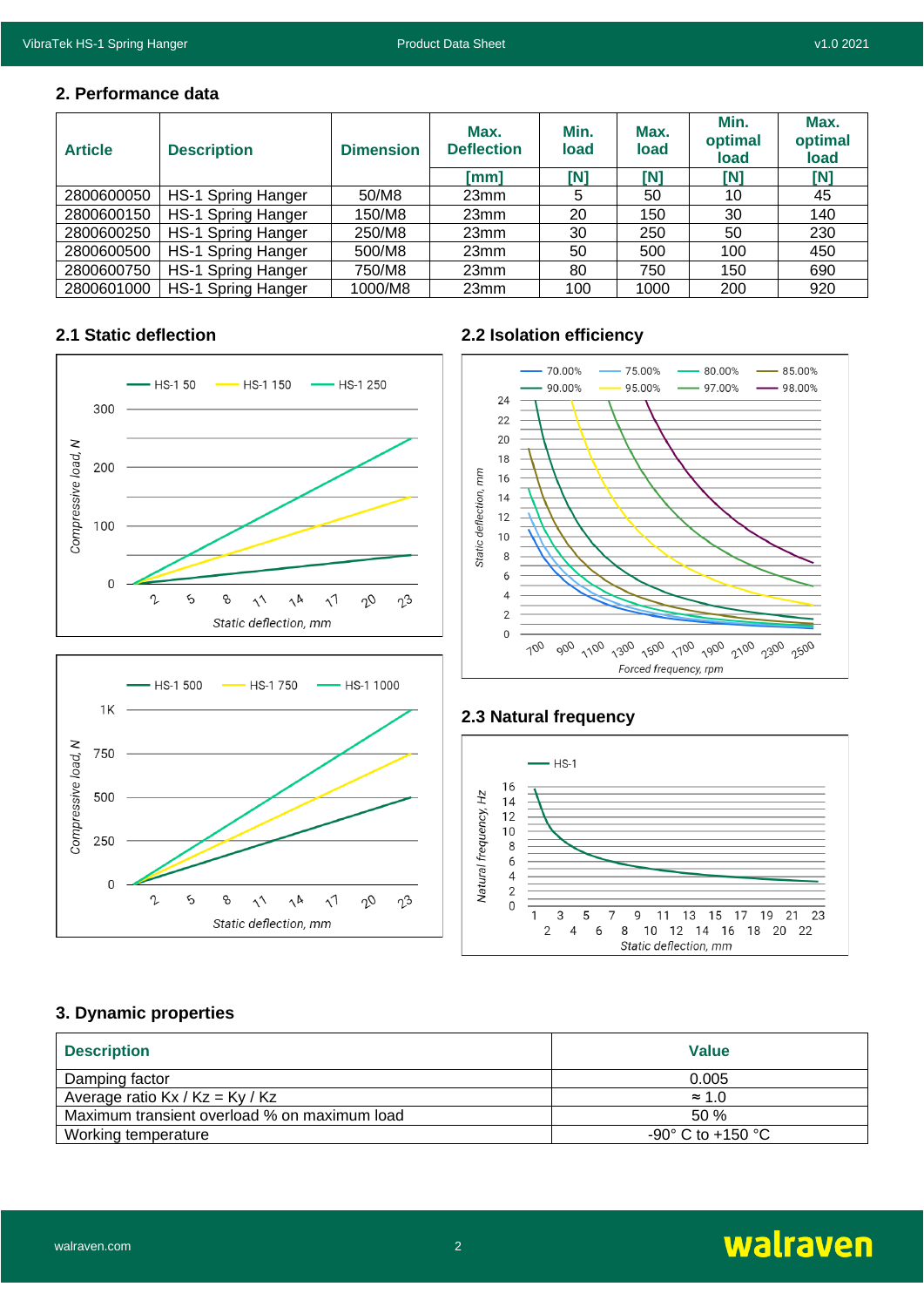## 2. Performance data

| Article | Description | Dimension | Max. Deflection | Min. load | Max. load | Min. optimal load | Max. optimal load |
|---|---|---|---|---|---|---|---|
| | | | [mm] | [N] | [N] | [N] | [N] |
| 2800600050 | HS-1 Spring Hanger | 50/M8 | 23mm | 5 | 50 | 10 | 45 |
| 2800600150 | HS-1 Spring Hanger | 150/M8 | 23mm | 20 | 150 | 30 | 140 |
| 2800600250 | HS-1 Spring Hanger | 250/M8 | 23mm | 30 | 250 | 50 | 230 |
| 2800600500 | HS-1 Spring Hanger | 500/M8 | 23mm | 50 | 500 | 100 | 450 |
| 2800600750 | HS-1 Spring Hanger | 750/M8 | 23mm | 80 | 750 | 150 | 690 |
| 2800601000 | HS-1 Spring Hanger | 1000/M8 | 23mm | 100 | 1000 | 200 | 920 |

### 2.1 Static deflection

HS-1 50 HS-1 150 HS-1 250

Compressive load, N

300
200
100
0

2 5 8 11 14 17 20 23

Static deflection, mm

HS-1 500 HS-1 750 HS-1 1000

Compressive load, N

1K
750
500
250
0

2 5 8 11 14 17 20 23

Static deflection, mm

### 2.2 Isolation efficiency

70.00% 75.00% 80.00% 85.00%
90.00% 95.00% 97.00% 98.00%

Static deflection, mm

24
22
20
18
16
14
12
10
8
6
4
2
0

700 900 1100 1300 1500 1700 1900 2100 2300 2500

Forced frequency, rpm

### 2.3 Natural frequency

HS-1

Natural frequency, Hz

16
14
12
10
8
6
4
2
0

1 3 5 7 9 11 13 15 17 19 21 23
2 4 6 8 10 12 14 16 18 20 22

Static deflection, mm

## 3. Dynamic properties

| Description | Value |
|---|---|
| Damping factor | 0.005 |
| Average ratio Kx / Kz = Ky / Kz | ≈ 1.0 |
| Maximum transient overload % on maximum load | 50 % |
| Working temperature | -90° C to +150 °C |